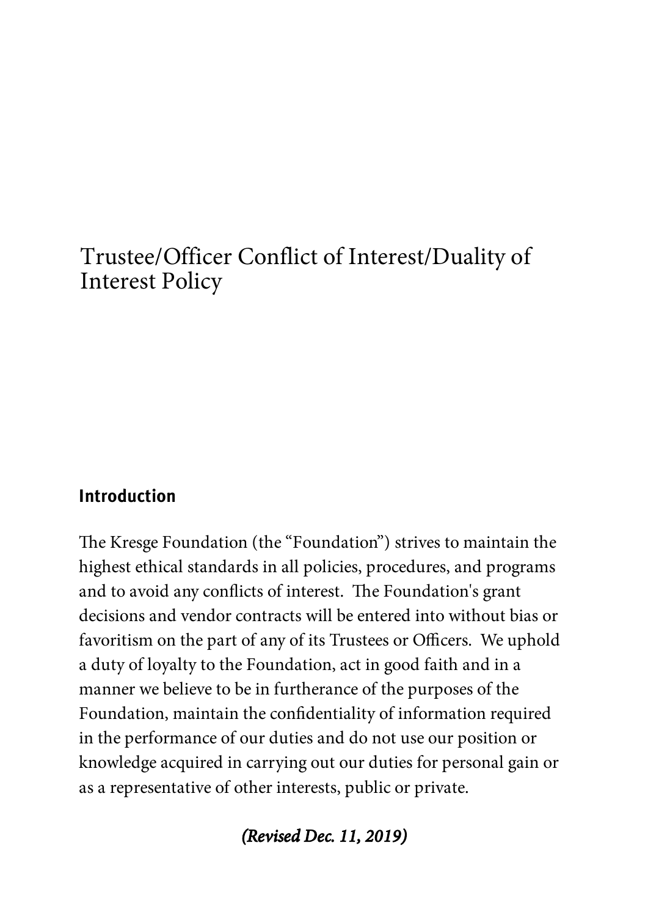# Trustee/Officer Conflict of Interest/Duality of Interest Policy

## Introduction

The Kresge Foundation (the "Foundation") strives to maintain the highest ethical standards in all policies, procedures, and programs and to avoid any conflicts of interest. The Foundation's grant decisions and vendor contracts will be entered into without bias or favoritism on the part of any of its Trustees or Officers. We uphold a duty of loyalty to the Foundation, act in good faith and in a manner we believe to be in furtherance of the purposes of the Foundation, maintain the confidentiality of information required in the performance of our duties and do not use our position or knowledge acquired in carrying out our duties for personal gain or as a representative of other interests, public or private.

***(Revised Dec. 11, 2019)***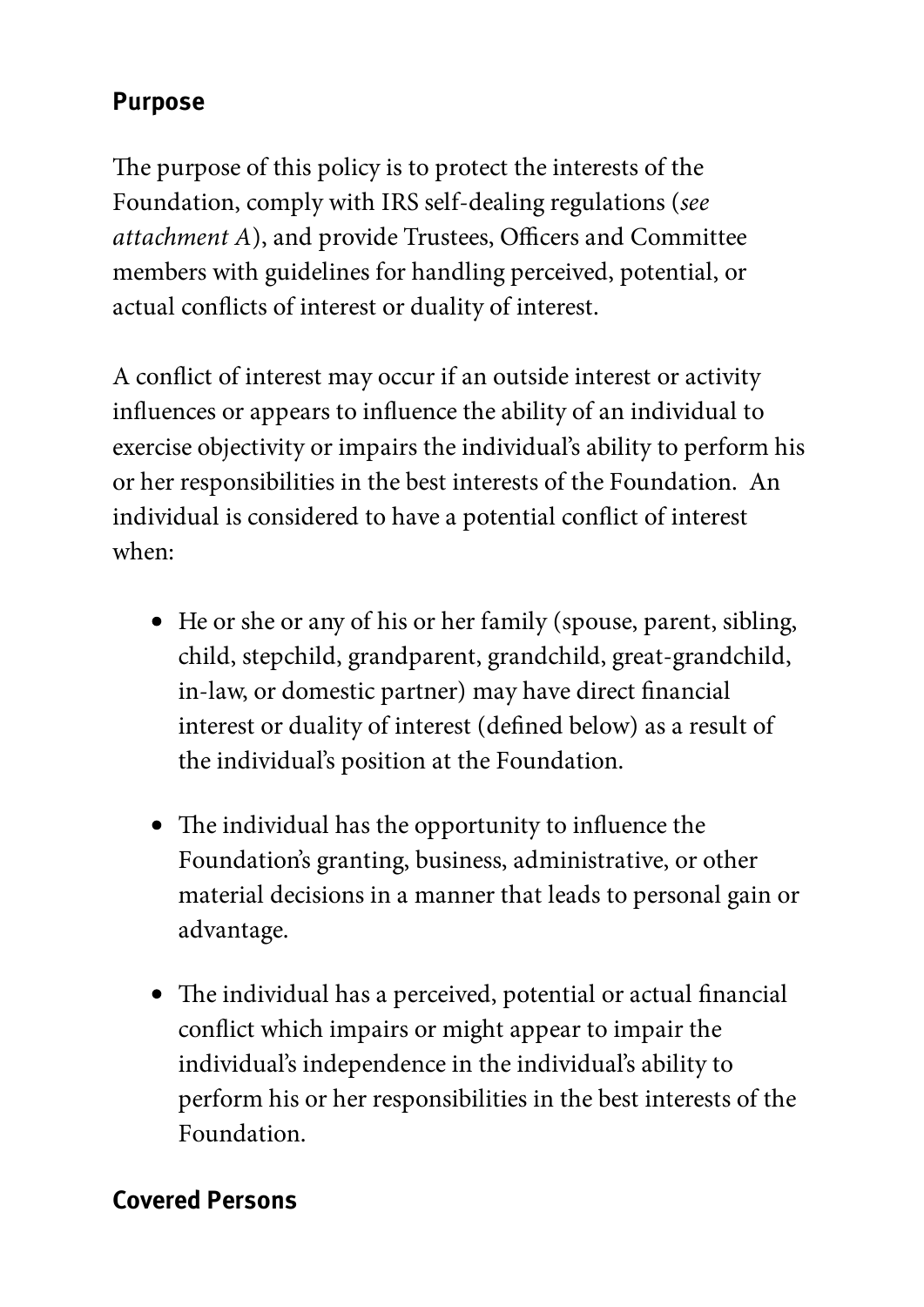## Purpose

The purpose of this policy is to protect the interests of the Foundation, comply with IRS self-dealing regulations (*see attachment A*), and provide Trustees, Officers and Committee members with guidelines for handling perceived, potential, or actual conflicts of interest or duality of interest.

A conflict of interest may occur if an outside interest or activity influences or appears to influence the ability of an individual to exercise objectivity or impairs the individual's ability to perform his or her responsibilities in the best interests of the Foundation. An individual is considered to have a potential conflict of interest when:

- He or she or any of his or her family (spouse, parent, sibling, child, stepchild, grandparent, grandchild, great-grandchild, in-law, or domestic partner) may have direct financial interest or duality of interest (defined below) as a result of the individual's position at the Foundation.

- The individual has the opportunity to influence the Foundation's granting, business, administrative, or other material decisions in a manner that leads to personal gain or advantage.

- The individual has a perceived, potential or actual financial conflict which impairs or might appear to impair the individual's independence in the individual's ability to perform his or her responsibilities in the best interests of the Foundation.

## Covered Persons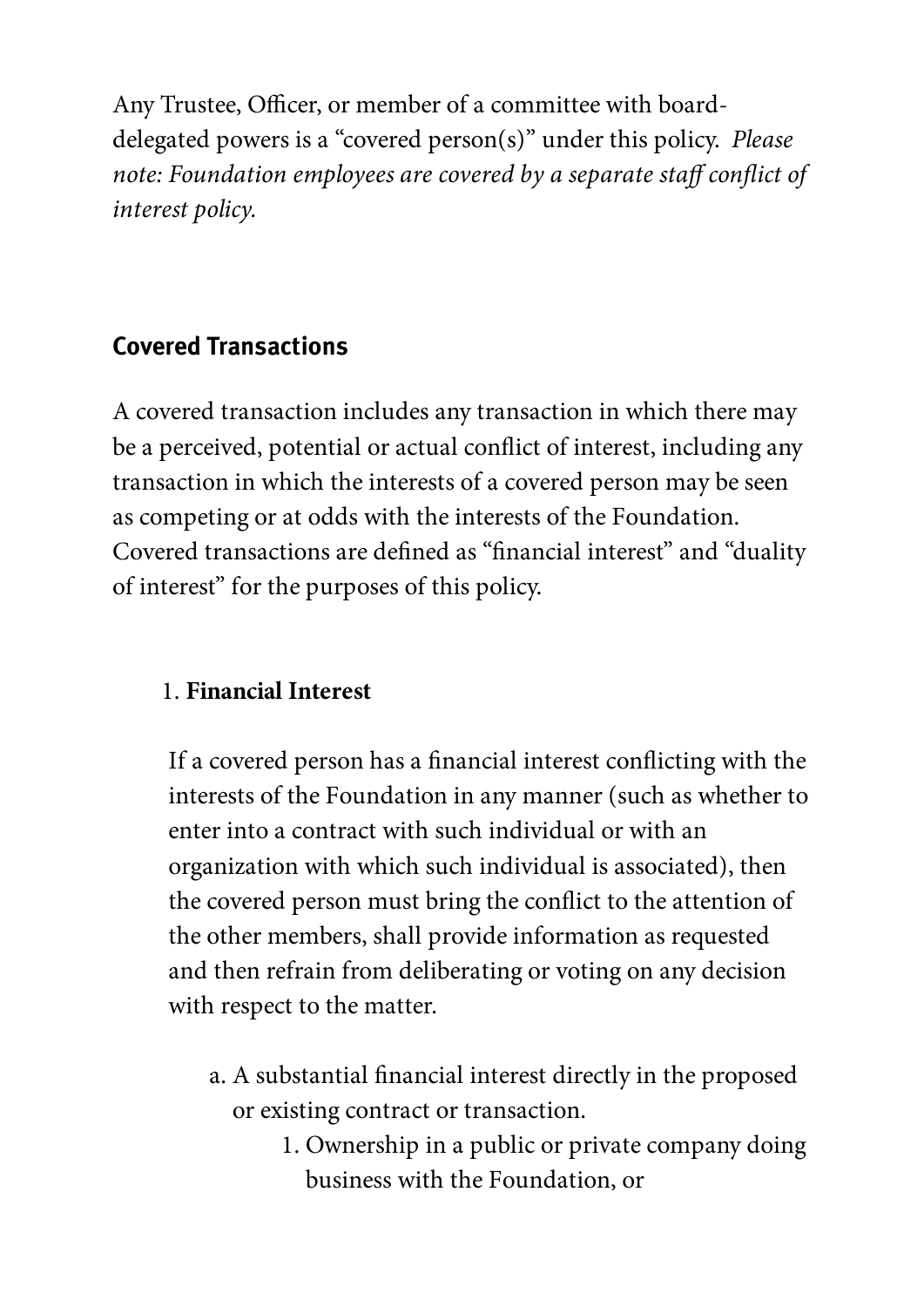Any Trustee, Officer, or member of a committee with board-delegated powers is a "covered person(s)" under this policy. *Please note: Foundation employees are covered by a separate staff conflict of interest policy.*

## Covered Transactions

A covered transaction includes any transaction in which there may be a perceived, potential or actual conflict of interest, including any transaction in which the interests of a covered person may be seen as competing or at odds with the interests of the Foundation. Covered transactions are defined as "financial interest" and "duality of interest" for the purposes of this policy.

1. **Financial Interest**

   If a covered person has a financial interest conflicting with the interests of the Foundation in any manner (such as whether to enter into a contract with such individual or with an organization with which such individual is associated), then the covered person must bring the conflict to the attention of the other members, shall provide information as requested and then refrain from deliberating or voting on any decision with respect to the matter.

   a. A substantial financial interest directly in the proposed or existing contract or transaction.

      1. Ownership in a public or private company doing business with the Foundation, or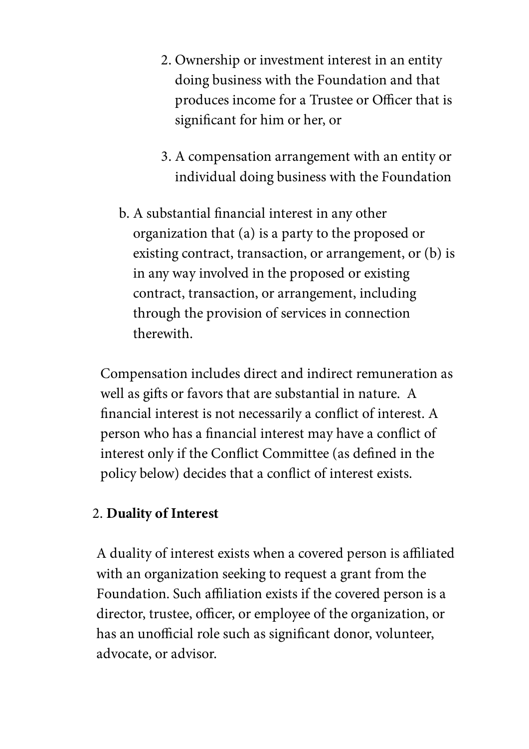2. Ownership or investment interest in an entity doing business with the Foundation and that produces income for a Trustee or Officer that is significant for him or her, or

3. A compensation arrangement with an entity or individual doing business with the Foundation

b. A substantial financial interest in any other organization that (a) is a party to the proposed or existing contract, transaction, or arrangement, or (b) is in any way involved in the proposed or existing contract, transaction, or arrangement, including through the provision of services in connection therewith.

Compensation includes direct and indirect remuneration as well as gifts or favors that are substantial in nature. A financial interest is not necessarily a conflict of interest. A person who has a financial interest may have a conflict of interest only if the Conflict Committee (as defined in the policy below) decides that a conflict of interest exists.

2. **Duality of Interest**

A duality of interest exists when a covered person is affiliated with an organization seeking to request a grant from the Foundation. Such affiliation exists if the covered person is a director, trustee, officer, or employee of the organization, or has an unofficial role such as significant donor, volunteer, advocate, or advisor.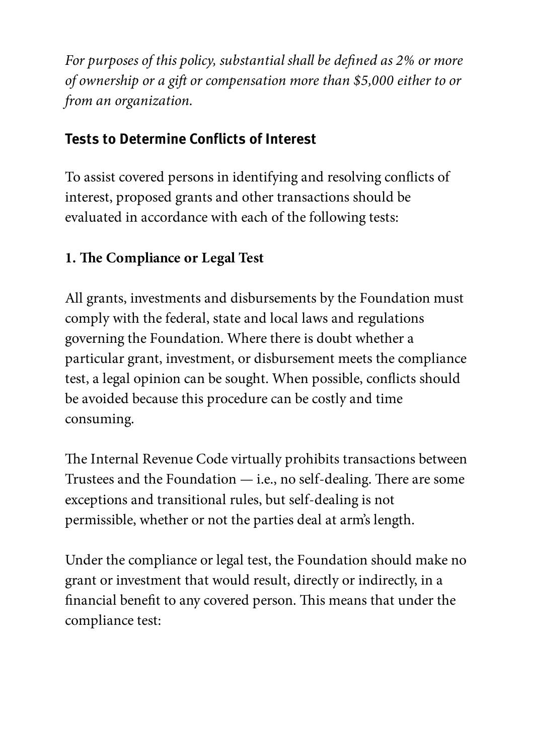*For purposes of this policy, substantial shall be defined as 2% or more of ownership or a gift or compensation more than $5,000 either to or from an organization.*

## Tests to Determine Conflicts of Interest

To assist covered persons in identifying and resolving conflicts of interest, proposed grants and other transactions should be evaluated in accordance with each of the following tests:

### 1. The Compliance or Legal Test

All grants, investments and disbursements by the Foundation must comply with the federal, state and local laws and regulations governing the Foundation. Where there is doubt whether a particular grant, investment, or disbursement meets the compliance test, a legal opinion can be sought. When possible, conflicts should be avoided because this procedure can be costly and time consuming.

The Internal Revenue Code virtually prohibits transactions between Trustees and the Foundation — i.e., no self-dealing. There are some exceptions and transitional rules, but self-dealing is not permissible, whether or not the parties deal at arm's length.

Under the compliance or legal test, the Foundation should make no grant or investment that would result, directly or indirectly, in a financial benefit to any covered person. This means that under the compliance test: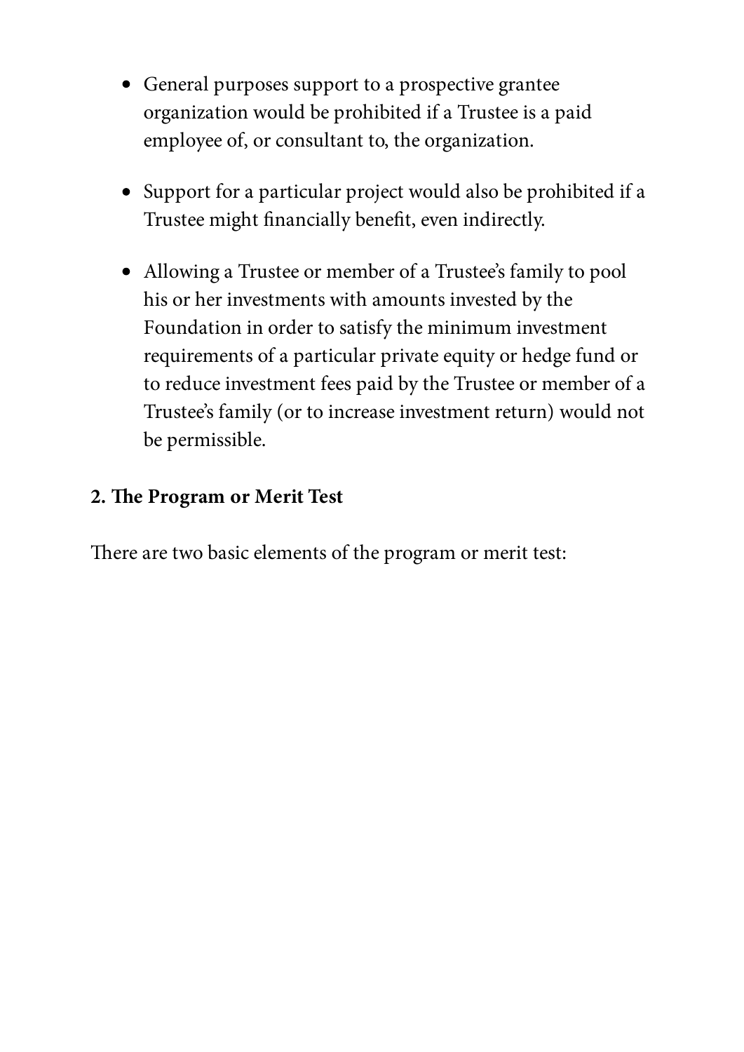- General purposes support to a prospective grantee organization would be prohibited if a Trustee is a paid employee of, or consultant to, the organization.
- Support for a particular project would also be prohibited if a Trustee might financially benefit, even indirectly.
- Allowing a Trustee or member of a Trustee's family to pool his or her investments with amounts invested by the Foundation in order to satisfy the minimum investment requirements of a particular private equity or hedge fund or to reduce investment fees paid by the Trustee or member of a Trustee's family (or to increase investment return) would not be permissible.

**2. The Program or Merit Test**

There are two basic elements of the program or merit test: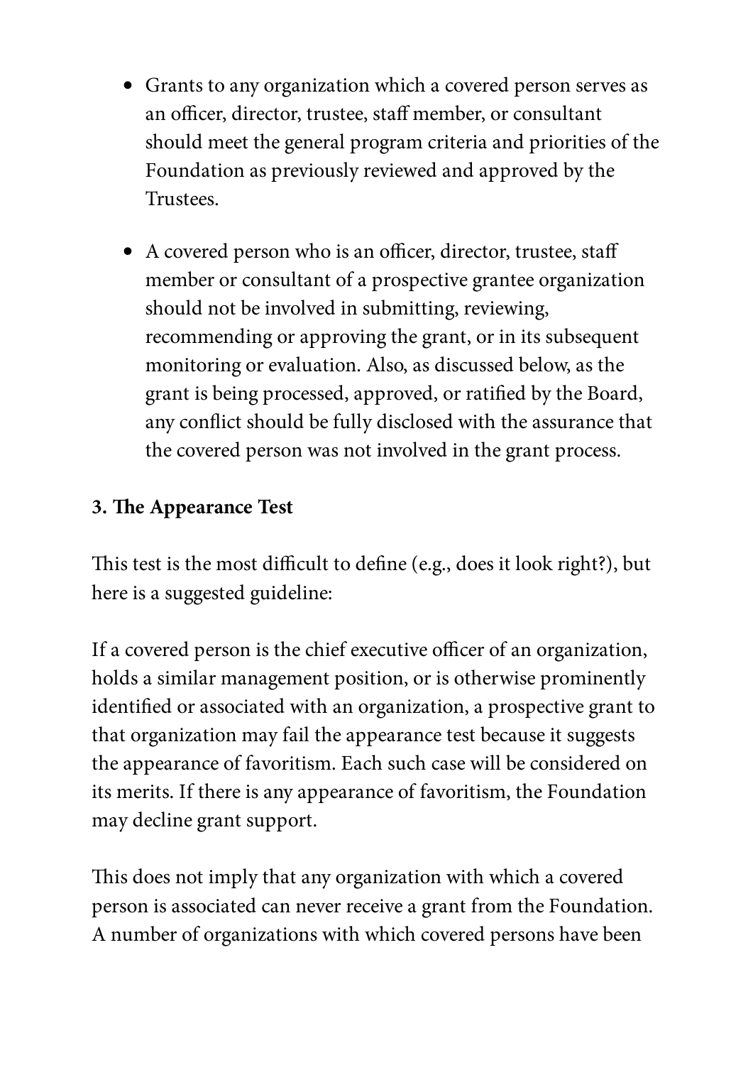- Grants to any organization which a covered person serves as an officer, director, trustee, staff member, or consultant should meet the general program criteria and priorities of the Foundation as previously reviewed and approved by the Trustees.

- A covered person who is an officer, director, trustee, staff member or consultant of a prospective grantee organization should not be involved in submitting, reviewing, recommending or approving the grant, or in its subsequent monitoring or evaluation. Also, as discussed below, as the grant is being processed, approved, or ratified by the Board, any conflict should be fully disclosed with the assurance that the covered person was not involved in the grant process.

**3. The Appearance Test**

This test is the most difficult to define (e.g., does it look right?), but here is a suggested guideline:

If a covered person is the chief executive officer of an organization, holds a similar management position, or is otherwise prominently identified or associated with an organization, a prospective grant to that organization may fail the appearance test because it suggests the appearance of favoritism. Each such case will be considered on its merits. If there is any appearance of favoritism, the Foundation may decline grant support.

This does not imply that any organization with which a covered person is associated can never receive a grant from the Foundation. A number of organizations with which covered persons have been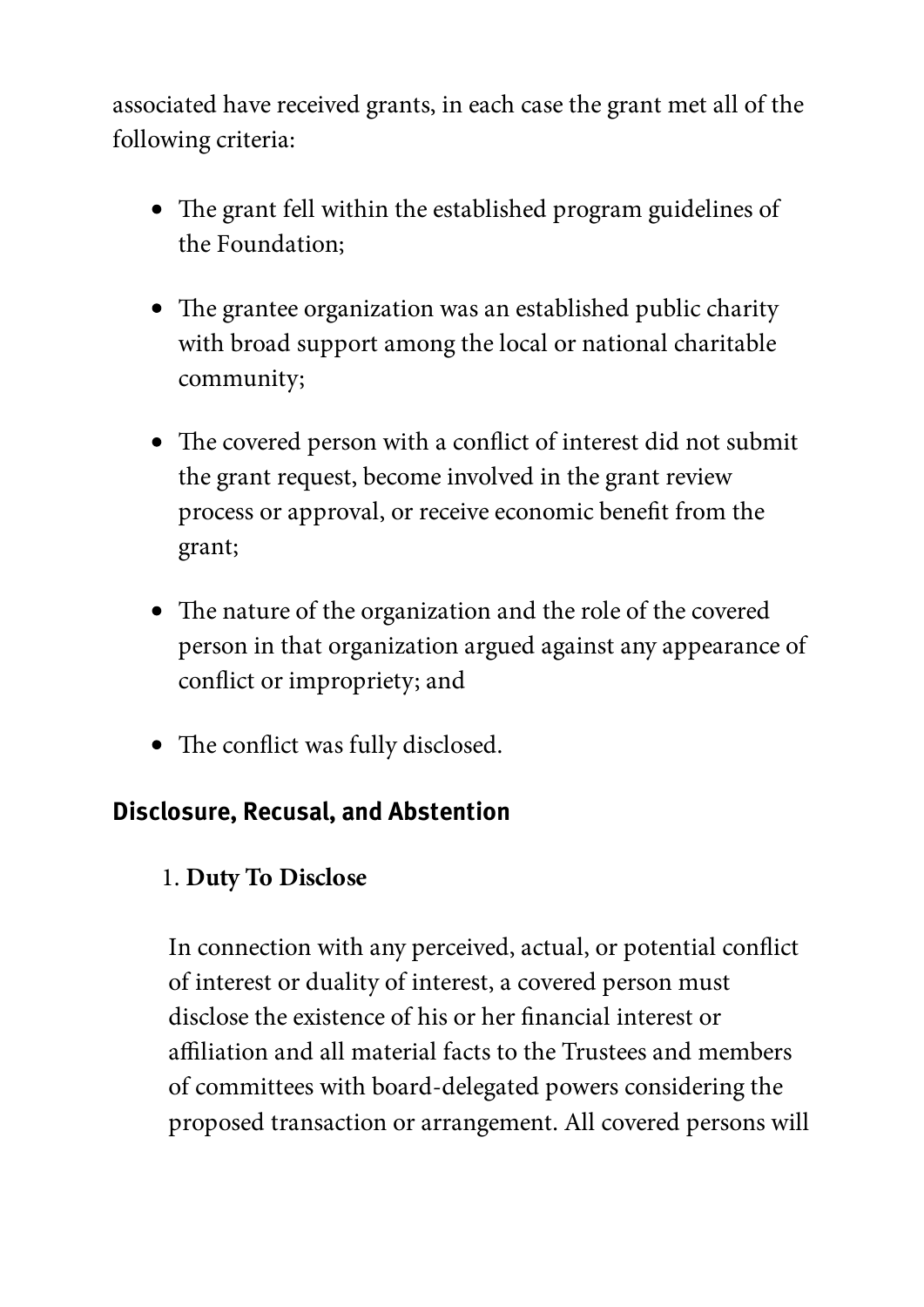associated have received grants, in each case the grant met all of the following criteria:

- The grant fell within the established program guidelines of the Foundation;
- The grantee organization was an established public charity with broad support among the local or national charitable community;
- The covered person with a conflict of interest did not submit the grant request, become involved in the grant review process or approval, or receive economic benefit from the grant;
- The nature of the organization and the role of the covered person in that organization argued against any appearance of conflict or impropriety; and
- The conflict was fully disclosed.

## Disclosure, Recusal, and Abstention

1. **Duty To Disclose**

   In connection with any perceived, actual, or potential conflict of interest or duality of interest, a covered person must disclose the existence of his or her financial interest or affiliation and all material facts to the Trustees and members of committees with board-delegated powers considering the proposed transaction or arrangement. All covered persons will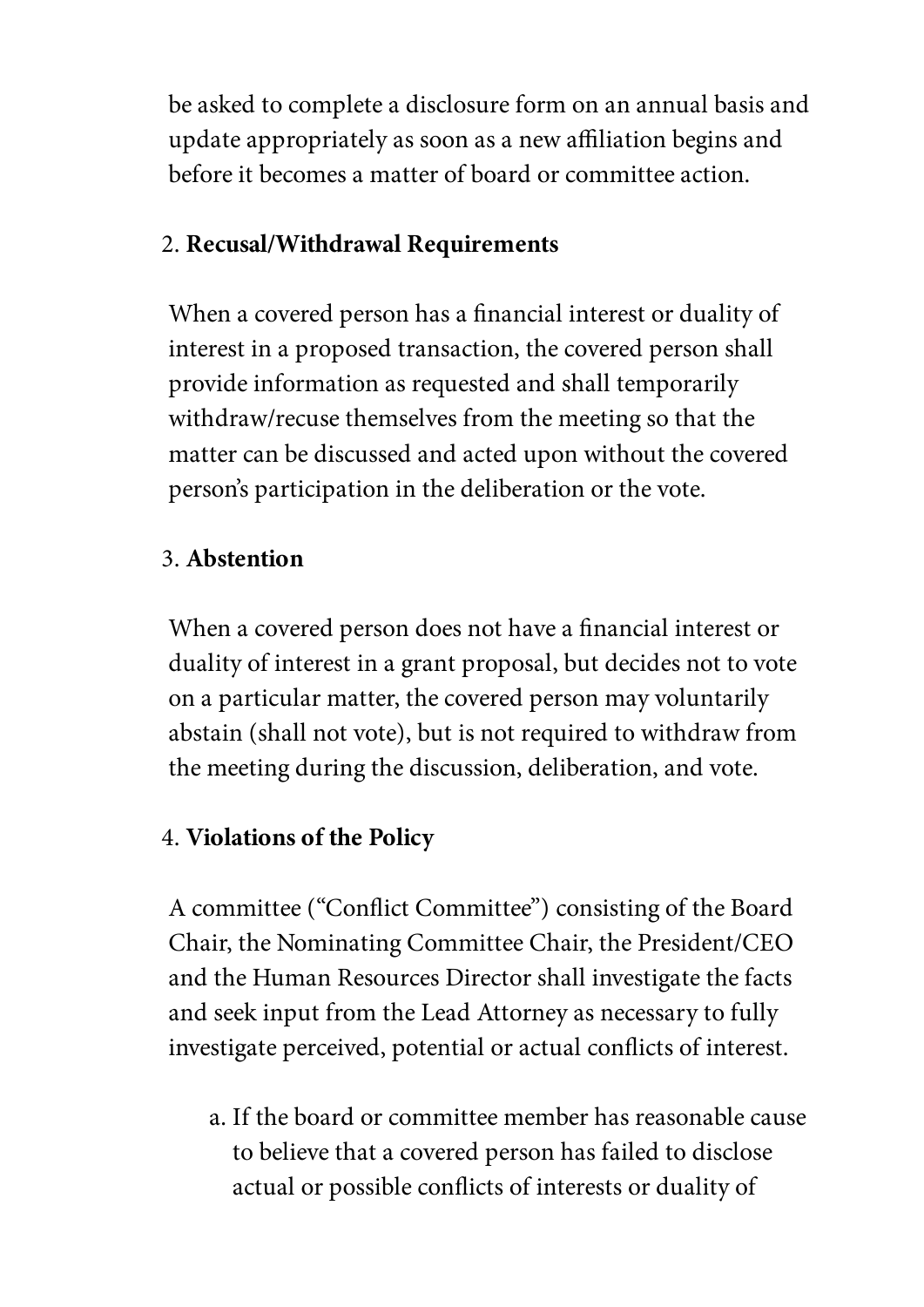be asked to complete a disclosure form on an annual basis and update appropriately as soon as a new affiliation begins and before it becomes a matter of board or committee action.

2. **Recusal/Withdrawal Requirements**

   When a covered person has a financial interest or duality of interest in a proposed transaction, the covered person shall provide information as requested and shall temporarily withdraw/recuse themselves from the meeting so that the matter can be discussed and acted upon without the covered person's participation in the deliberation or the vote.

3. **Abstention**

   When a covered person does not have a financial interest or duality of interest in a grant proposal, but decides not to vote on a particular matter, the covered person may voluntarily abstain (shall not vote), but is not required to withdraw from the meeting during the discussion, deliberation, and vote.

4. **Violations of the Policy**

   A committee ("Conflict Committee") consisting of the Board Chair, the Nominating Committee Chair, the President/CEO and the Human Resources Director shall investigate the facts and seek input from the Lead Attorney as necessary to fully investigate perceived, potential or actual conflicts of interest.

   a. If the board or committee member has reasonable cause to believe that a covered person has failed to disclose actual or possible conflicts of interests or duality of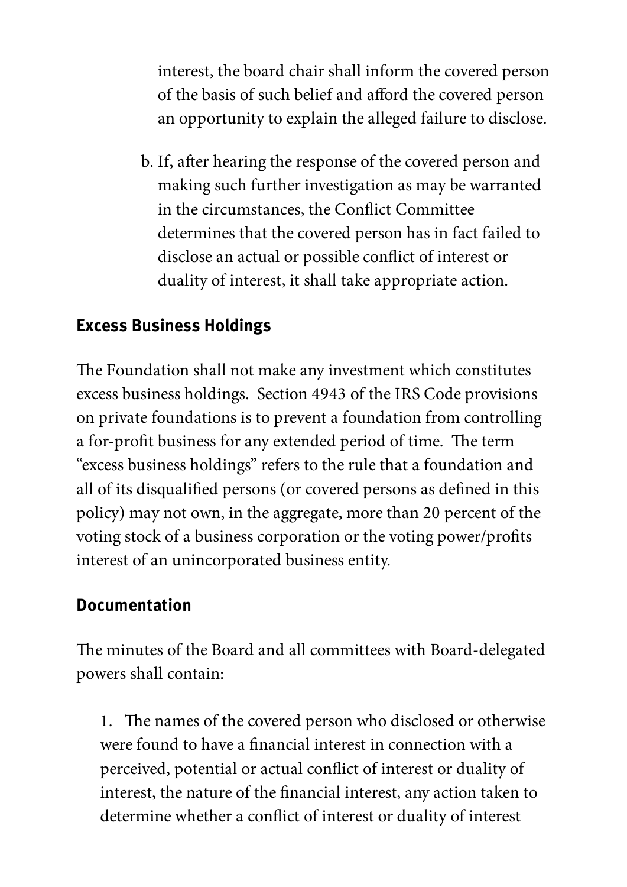interest, the board chair shall inform the covered person of the basis of such belief and afford the covered person an opportunity to explain the alleged failure to disclose.

b. If, after hearing the response of the covered person and making such further investigation as may be warranted in the circumstances, the Conflict Committee determines that the covered person has in fact failed to disclose an actual or possible conflict of interest or duality of interest, it shall take appropriate action.

### Excess Business Holdings

The Foundation shall not make any investment which constitutes excess business holdings. Section 4943 of the IRS Code provisions on private foundations is to prevent a foundation from controlling a for-profit business for any extended period of time. The term "excess business holdings" refers to the rule that a foundation and all of its disqualified persons (or covered persons as defined in this policy) may not own, in the aggregate, more than 20 percent of the voting stock of a business corporation or the voting power/profits interest of an unincorporated business entity.

### Documentation

The minutes of the Board and all committees with Board-delegated powers shall contain:

1. The names of the covered person who disclosed or otherwise were found to have a financial interest in connection with a perceived, potential or actual conflict of interest or duality of interest, the nature of the financial interest, any action taken to determine whether a conflict of interest or duality of interest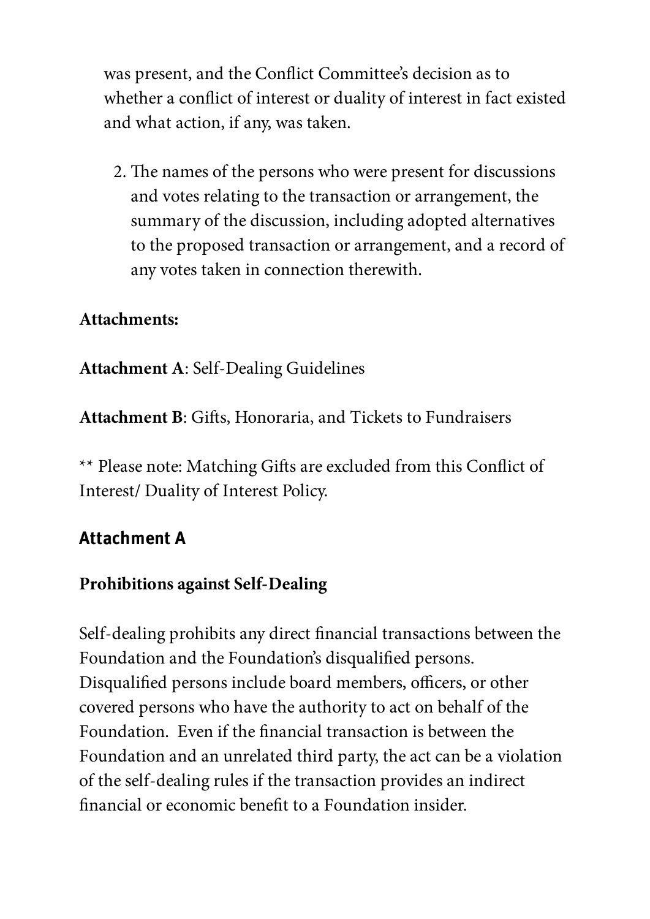was present, and the Conflict Committee's decision as to whether a conflict of interest or duality of interest in fact existed and what action, if any, was taken.

2. The names of the persons who were present for discussions and votes relating to the transaction or arrangement, the summary of the discussion, including adopted alternatives to the proposed transaction or arrangement, and a record of any votes taken in connection therewith.

**Attachments:**

**Attachment A**: Self-Dealing Guidelines

**Attachment B**: Gifts, Honoraria, and Tickets to Fundraisers

** Please note: Matching Gifts are excluded from this Conflict of Interest/ Duality of Interest Policy.

## Attachment A

**Prohibitions against Self-Dealing**

Self-dealing prohibits any direct financial transactions between the Foundation and the Foundation's disqualified persons. Disqualified persons include board members, officers, or other covered persons who have the authority to act on behalf of the Foundation. Even if the financial transaction is between the Foundation and an unrelated third party, the act can be a violation of the self-dealing rules if the transaction provides an indirect financial or economic benefit to a Foundation insider.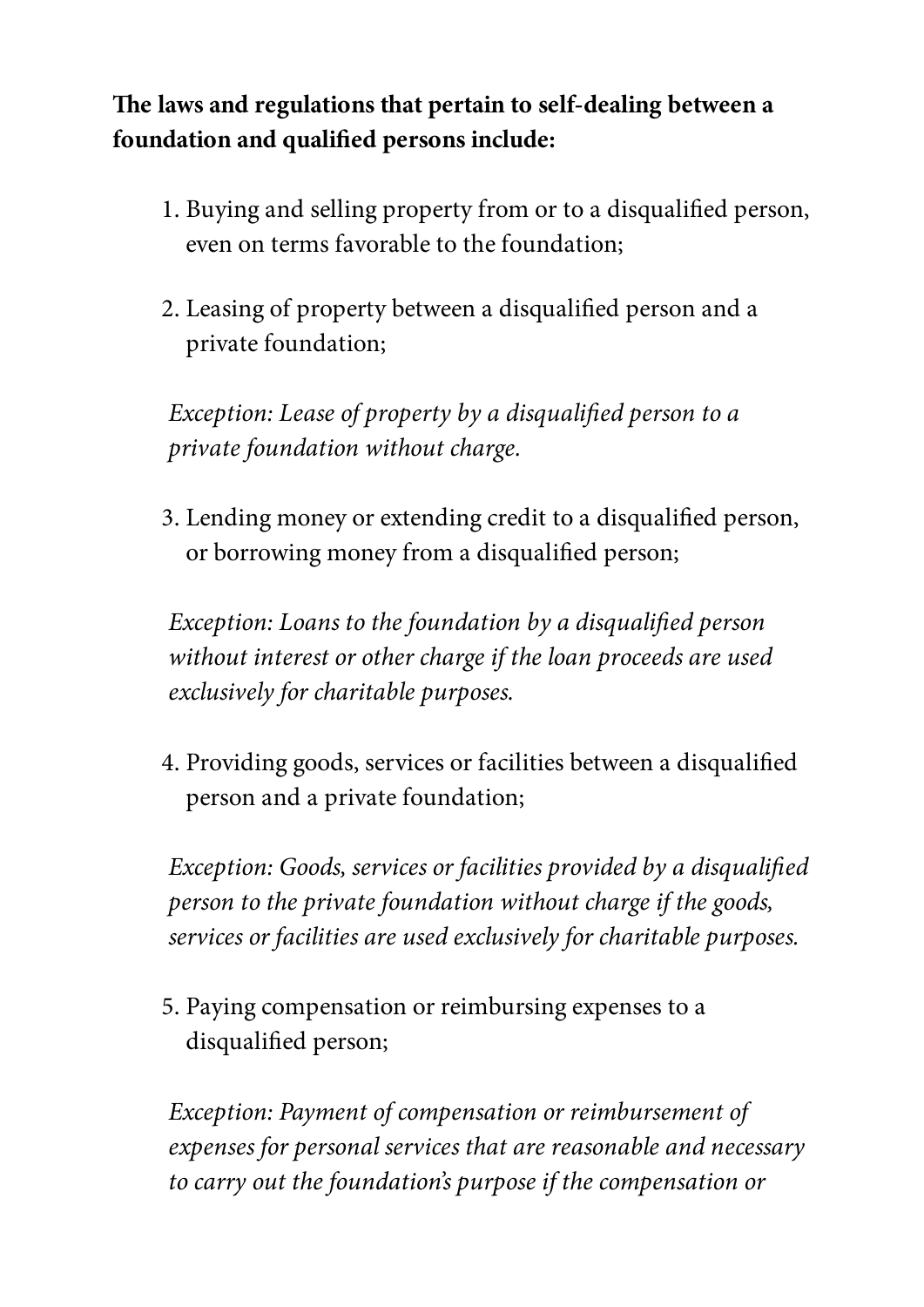**The laws and regulations that pertain to self-dealing between a foundation and qualified persons include:**

1. Buying and selling property from or to a disqualified person, even on terms favorable to the foundation;

2. Leasing of property between a disqualified person and a private foundation;

   *Exception: Lease of property by a disqualified person to a private foundation without charge.*

3. Lending money or extending credit to a disqualified person, or borrowing money from a disqualified person;

   *Exception: Loans to the foundation by a disqualified person without interest or other charge if the loan proceeds are used exclusively for charitable purposes.*

4. Providing goods, services or facilities between a disqualified person and a private foundation;

   *Exception: Goods, services or facilities provided by a disqualified person to the private foundation without charge if the goods, services or facilities are used exclusively for charitable purposes.*

5. Paying compensation or reimbursing expenses to a disqualified person;

   *Exception: Payment of compensation or reimbursement of expenses for personal services that are reasonable and necessary to carry out the foundation's purpose if the compensation or*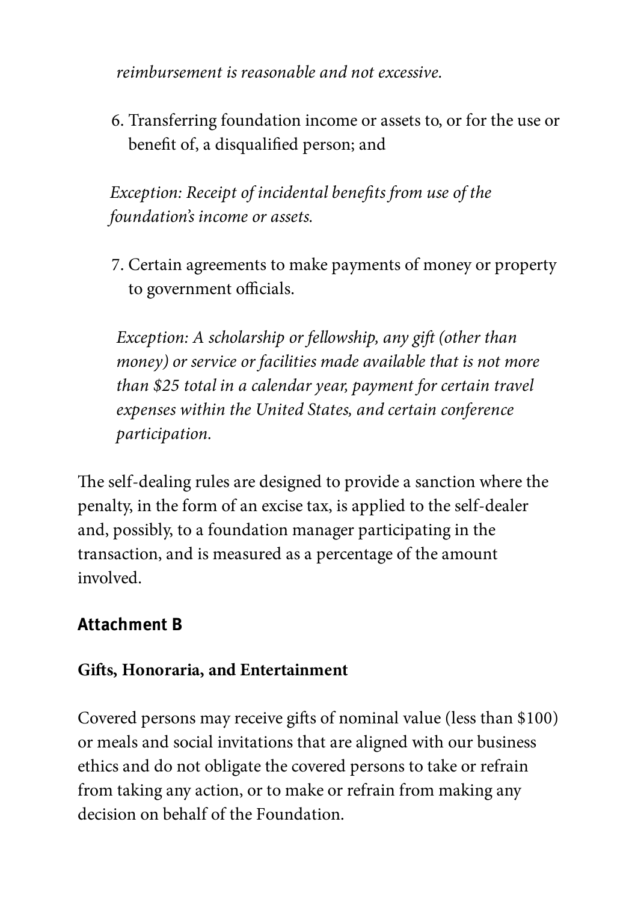*reimbursement is reasonable and not excessive.*

6. Transferring foundation income or assets to, or for the use or benefit of, a disqualified person; and

*Exception: Receipt of incidental benefits from use of the foundation's income or assets.*

7. Certain agreements to make payments of money or property to government officials.

*Exception: A scholarship or fellowship, any gift (other than money) or service or facilities made available that is not more than $25 total in a calendar year, payment for certain travel expenses within the United States, and certain conference participation.*

The self-dealing rules are designed to provide a sanction where the penalty, in the form of an excise tax, is applied to the self-dealer and, possibly, to a foundation manager participating in the transaction, and is measured as a percentage of the amount involved.

## Attachment B

### Gifts, Honoraria, and Entertainment

Covered persons may receive gifts of nominal value (less than $100) or meals and social invitations that are aligned with our business ethics and do not obligate the covered persons to take or refrain from taking any action, or to make or refrain from making any decision on behalf of the Foundation.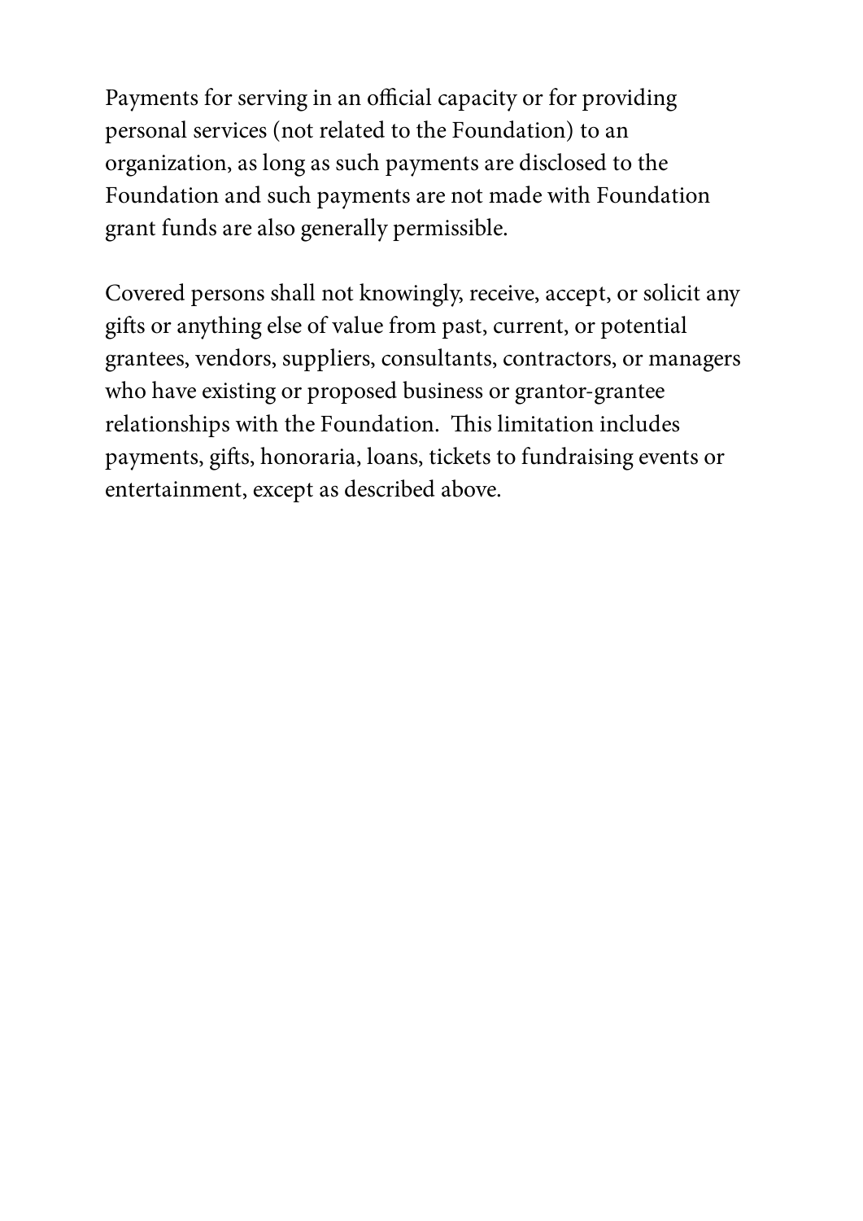Payments for serving in an official capacity or for providing personal services (not related to the Foundation) to an organization, as long as such payments are disclosed to the Foundation and such payments are not made with Foundation grant funds are also generally permissible.

Covered persons shall not knowingly, receive, accept, or solicit any gifts or anything else of value from past, current, or potential grantees, vendors, suppliers, consultants, contractors, or managers who have existing or proposed business or grantor-grantee relationships with the Foundation.  This limitation includes payments, gifts, honoraria, loans, tickets to fundraising events or entertainment, except as described above.